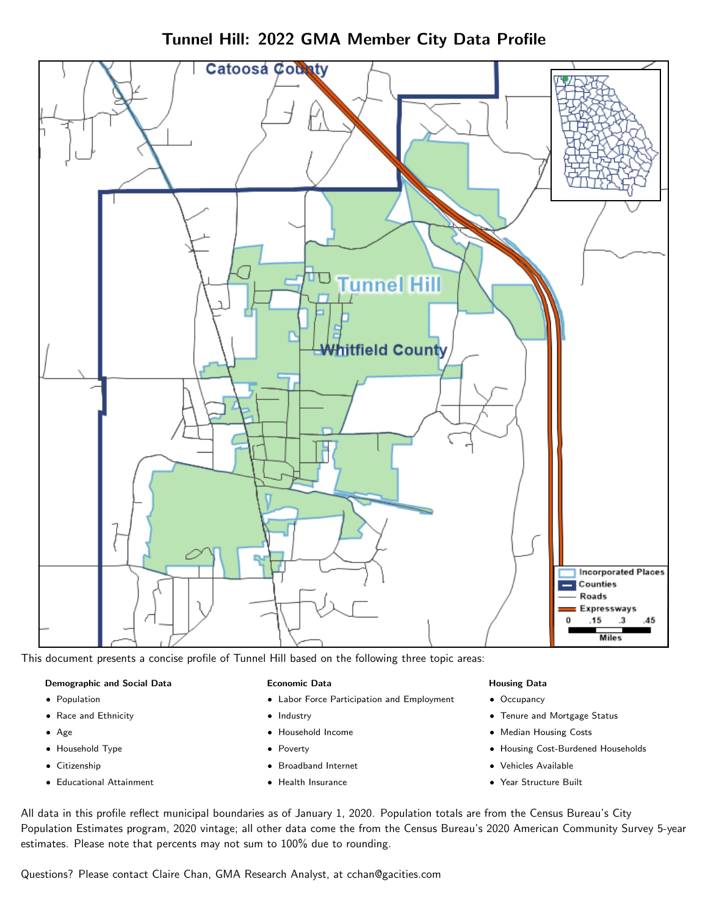# Tunnel Hill: 2022 GMA Member City Data Profile

This document presents a concise profile of Tunnel Hill based on the following three topic areas:

**Demographic and Social Data**

- Population
- Race and Ethnicity
- Age
- Household Type
- Citizenship
- Educational Attainment

**Economic Data**

- Labor Force Participation and Employment
- Industry
- Household Income
- Poverty
- Broadband Internet
- Health Insurance

**Housing Data**

- Occupancy
- Tenure and Mortgage Status
- Median Housing Costs
- Housing Cost-Burdened Households
- Vehicles Available
- Year Structure Built

All data in this profile reflect municipal boundaries as of January 1, 2020. Population totals are from the Census Bureau's City Population Estimates program, 2020 vintage; all other data come the from the Census Bureau's 2020 American Community Survey 5-year estimates. Please note that percents may not sum to 100% due to rounding.

Questions? Please contact Claire Chan, GMA Research Analyst, at cchan@gacities.com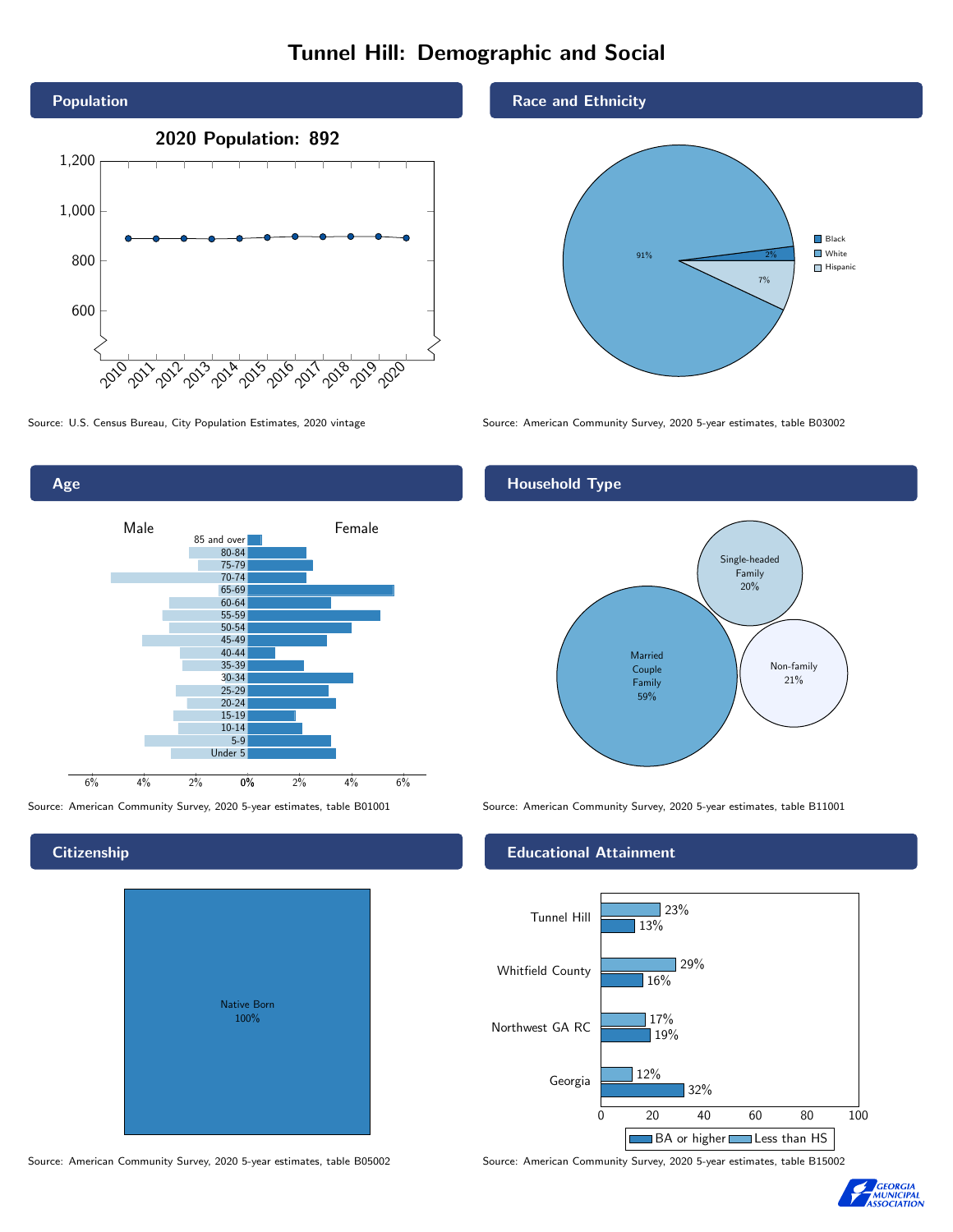# Tunnel Hill: Demographic and Social

## Population

2020 Population: 892

Source: U.S. Census Bureau, City Population Estimates, 2020 vintage

## Race and Ethnicity

| Group | Percent |
| --- | --- |
| Black | 2% |
| White | 91% |
| Hispanic | 7% |

Source: American Community Survey, 2020 5-year estimates, table B03002

## Age

Source: American Community Survey, 2020 5-year estimates, table B01001

## Household Type

| Household Type | Percent |
| --- | --- |
| Married Couple Family | 59% |
| Single-headed Family | 20% |
| Non-family | 21% |

Source: American Community Survey, 2020 5-year estimates, table B11001

## Citizenship

Native Born 100%

Source: American Community Survey, 2020 5-year estimates, table B05002

## Educational Attainment

| Area | Less than HS | BA or higher |
| --- | --- | --- |
| Tunnel Hill | 23% | 13% |
| Whitfield County | 29% | 16% |
| Northwest GA RC | 17% | 19% |
| Georgia | 12% | 32% |

Source: American Community Survey, 2020 5-year estimates, table B15002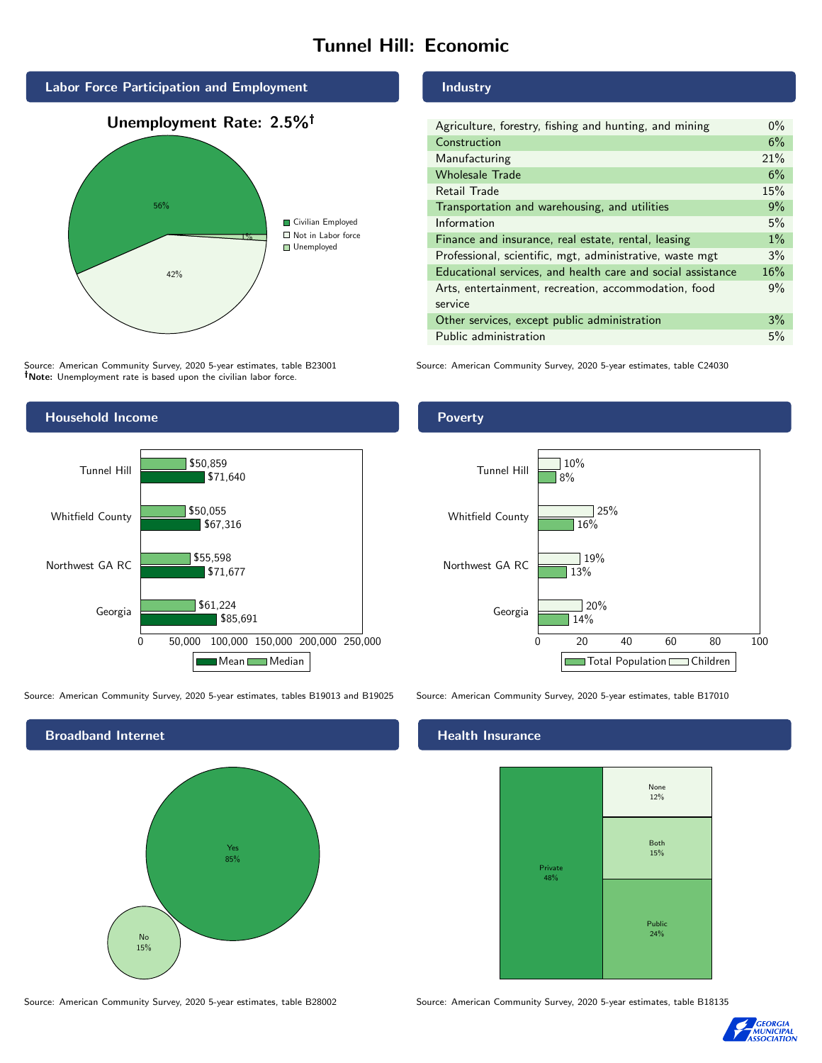# Tunnel Hill: Economic

## Labor Force Participation and Employment

**Unemployment Rate: 2.5%†**

| Category | Percent |
| --- | --- |
| Civilian Employed | 56% |
| Not in Labor force | 42% |
| Unemployed | 1% |

Source: American Community Survey, 2020 5-year estimates, table B23001
**†Note:** Unemployment rate is based upon the civilian labor force.

## Industry

| Industry | Percent |
| --- | --- |
| Agriculture, forestry, fishing and hunting, and mining | 0% |
| Construction | 6% |
| Manufacturing | 21% |
| Wholesale Trade | 6% |
| Retail Trade | 15% |
| Transportation and warehousing, and utilities | 9% |
| Information | 5% |
| Finance and insurance, real estate, rental, leasing | 1% |
| Professional, scientific, mgt, administrative, waste mgt | 3% |
| Educational services, and health care and social assistance | 16% |
| Arts, entertainment, recreation, accommodation, food service | 9% |
| Other services, except public administration | 3% |
| Public administration | 5% |

Source: American Community Survey, 2020 5-year estimates, table C24030

## Household Income

| | Median | Mean |
| --- | --- | --- |
| Tunnel Hill | $50,859 | $71,640 |
| Whitfield County | $50,055 | $67,316 |
| Northwest GA RC | $55,598 | $71,677 |
| Georgia | $61,224 | $85,691 |

Source: American Community Survey, 2020 5-year estimates, tables B19013 and B19025

## Poverty

| | Children | Total Population |
| --- | --- | --- |
| Tunnel Hill | 10% | 8% |
| Whitfield County | 25% | 16% |
| Northwest GA RC | 19% | 13% |
| Georgia | 20% | 14% |

Source: American Community Survey, 2020 5-year estimates, table B17010

## Broadband Internet

| Response | Percent |
| --- | --- |
| Yes | 85% |
| No | 15% |

Source: American Community Survey, 2020 5-year estimates, table B28002

## Health Insurance

| Type | Percent |
| --- | --- |
| Private | 48% |
| Public | 24% |
| Both | 15% |
| None | 12% |

Source: American Community Survey, 2020 5-year estimates, table B18135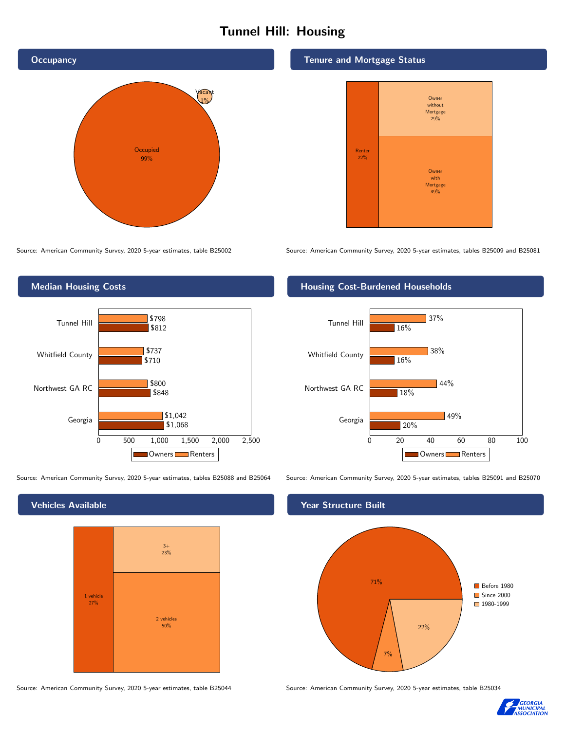# Tunnel Hill: Housing

## Occupancy

Occupied
99%

Vacant
1%

Source: American Community Survey, 2020 5-year estimates, table B25002

## Tenure and Mortgage Status

Renter
22%

Owner without Mortgage
29%

Owner with Mortgage
49%

Source: American Community Survey, 2020 5-year estimates, tables B25009 and B25081

## Median Housing Costs

Tunnel Hill
$798
$812

Whitfield County
$737
$710

Northwest GA RC
$800
$848

Georgia
$1,042
$1,068

0 500 1,000 1,500 2,000 2,500

Owners Renters

Source: American Community Survey, 2020 5-year estimates, tables B25088 and B25064

## Housing Cost-Burdened Households

Tunnel Hill
37%
16%

Whitfield County
38%
16%

Northwest GA RC
44%
18%

Georgia
49%
20%

0 20 40 60 80 100

Owners Renters

Source: American Community Survey, 2020 5-year estimates, tables B25091 and B25070

## Vehicles Available

1 vehicle
27%

3+
23%

2 vehicles
50%

Source: American Community Survey, 2020 5-year estimates, table B25044

## Year Structure Built

71%

7%

22%

Before 1980
Since 2000
1980-1999

Source: American Community Survey, 2020 5-year estimates, table B25034